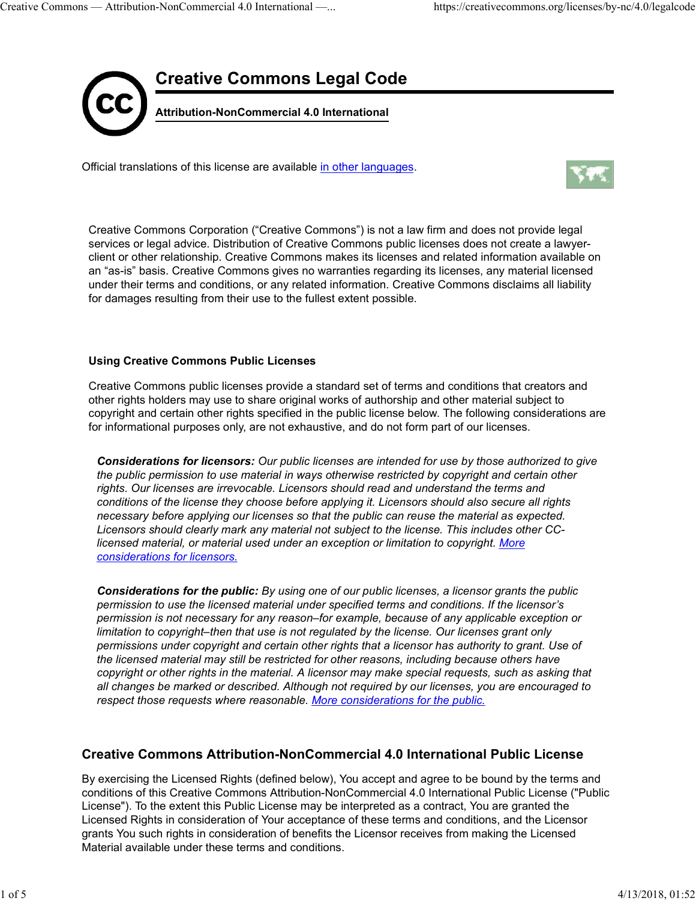# Creative Commons Legal Code

**Attribution-NonCommercial 4.0 International**

Official translations of this license are available [in other languages](#).

Creative Commons Corporation ("Creative Commons") is not a law firm and does not provide legal services or legal advice. Distribution of Creative Commons public licenses does not create a lawyer-client or other relationship. Creative Commons makes its licenses and related information available on an "as-is" basis. Creative Commons gives no warranties regarding its licenses, any material licensed under their terms and conditions, or any related information. Creative Commons disclaims all liability for damages resulting from their use to the fullest extent possible.

### Using Creative Commons Public Licenses

Creative Commons public licenses provide a standard set of terms and conditions that creators and other rights holders may use to share original works of authorship and other material subject to copyright and certain other rights specified in the public license below. The following considerations are for informational purposes only, are not exhaustive, and do not form part of our licenses.

> ***Considerations for licensors:*** *Our public licenses are intended for use by those authorized to give the public permission to use material in ways otherwise restricted by copyright and certain other rights. Our licenses are irrevocable. Licensors should read and understand the terms and conditions of the license they choose before applying it. Licensors should also secure all rights necessary before applying our licenses so that the public can reuse the material as expected. Licensors should clearly mark any material not subject to the license. This includes other CC-licensed material, or material used under an exception or limitation to copyright. [More considerations for licensors.](#)*

> ***Considerations for the public:*** *By using one of our public licenses, a licensor grants the public permission to use the licensed material under specified terms and conditions. If the licensor's permission is not necessary for any reason–for example, because of any applicable exception or limitation to copyright–then that use is not regulated by the license. Our licenses grant only permissions under copyright and certain other rights that a licensor has authority to grant. Use of the licensed material may still be restricted for other reasons, including because others have copyright or other rights in the material. A licensor may make special requests, such as asking that all changes be marked or described. Although not required by our licenses, you are encouraged to respect those requests where reasonable. [More considerations for the public.](#)*

## Creative Commons Attribution-NonCommercial 4.0 International Public License

By exercising the Licensed Rights (defined below), You accept and agree to be bound by the terms and conditions of this Creative Commons Attribution-NonCommercial 4.0 International Public License ("Public License"). To the extent this Public License may be interpreted as a contract, You are granted the Licensed Rights in consideration of Your acceptance of these terms and conditions, and the Licensor grants You such rights in consideration of benefits the Licensor receives from making the Licensed Material available under these terms and conditions.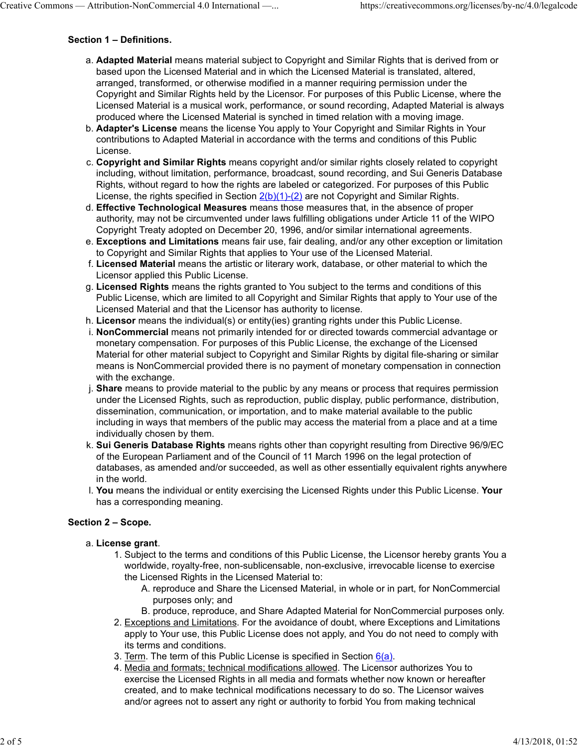### Section 1 – Definitions.

a. **Adapted Material** means material subject to Copyright and Similar Rights that is derived from or based upon the Licensed Material and in which the Licensed Material is translated, altered, arranged, transformed, or otherwise modified in a manner requiring permission under the Copyright and Similar Rights held by the Licensor. For purposes of this Public License, where the Licensed Material is a musical work, performance, or sound recording, Adapted Material is always produced where the Licensed Material is synched in timed relation with a moving image.

b. **Adapter's License** means the license You apply to Your Copyright and Similar Rights in Your contributions to Adapted Material in accordance with the terms and conditions of this Public License.

c. **Copyright and Similar Rights** means copyright and/or similar rights closely related to copyright including, without limitation, performance, broadcast, sound recording, and Sui Generis Database Rights, without regard to how the rights are labeled or categorized. For purposes of this Public License, the rights specified in Section 2(b)(1)-(2) are not Copyright and Similar Rights.

d. **Effective Technological Measures** means those measures that, in the absence of proper authority, may not be circumvented under laws fulfilling obligations under Article 11 of the WIPO Copyright Treaty adopted on December 20, 1996, and/or similar international agreements.

e. **Exceptions and Limitations** means fair use, fair dealing, and/or any other exception or limitation to Copyright and Similar Rights that applies to Your use of the Licensed Material.

f. **Licensed Material** means the artistic or literary work, database, or other material to which the Licensor applied this Public License.

g. **Licensed Rights** means the rights granted to You subject to the terms and conditions of this Public License, which are limited to all Copyright and Similar Rights that apply to Your use of the Licensed Material and that the Licensor has authority to license.

h. **Licensor** means the individual(s) or entity(ies) granting rights under this Public License.

i. **NonCommercial** means not primarily intended for or directed towards commercial advantage or monetary compensation. For purposes of this Public License, the exchange of the Licensed Material for other material subject to Copyright and Similar Rights by digital file-sharing or similar means is NonCommercial provided there is no payment of monetary compensation in connection with the exchange.

j. **Share** means to provide material to the public by any means or process that requires permission under the Licensed Rights, such as reproduction, public display, public performance, distribution, dissemination, communication, or importation, and to make material available to the public including in ways that members of the public may access the material from a place and at a time individually chosen by them.

k. **Sui Generis Database Rights** means rights other than copyright resulting from Directive 96/9/EC of the European Parliament and of the Council of 11 March 1996 on the legal protection of databases, as amended and/or succeeded, as well as other essentially equivalent rights anywhere in the world.

l. **You** means the individual or entity exercising the Licensed Rights under this Public License. **Your** has a corresponding meaning.

### Section 2 – Scope.

a. **License grant**.

   1. Subject to the terms and conditions of this Public License, the Licensor hereby grants You a worldwide, royalty-free, non-sublicensable, non-exclusive, irrevocable license to exercise the Licensed Rights in the Licensed Material to:

      A. reproduce and Share the Licensed Material, in whole or in part, for NonCommercial purposes only; and

      B. produce, reproduce, and Share Adapted Material for NonCommercial purposes only.

   2. Exceptions and Limitations. For the avoidance of doubt, where Exceptions and Limitations apply to Your use, this Public License does not apply, and You do not need to comply with its terms and conditions.

   3. Term. The term of this Public License is specified in Section 6(a).

   4. Media and formats; technical modifications allowed. The Licensor authorizes You to exercise the Licensed Rights in all media and formats whether now known or hereafter created, and to make technical modifications necessary to do so. The Licensor waives and/or agrees not to assert any right or authority to forbid You from making technical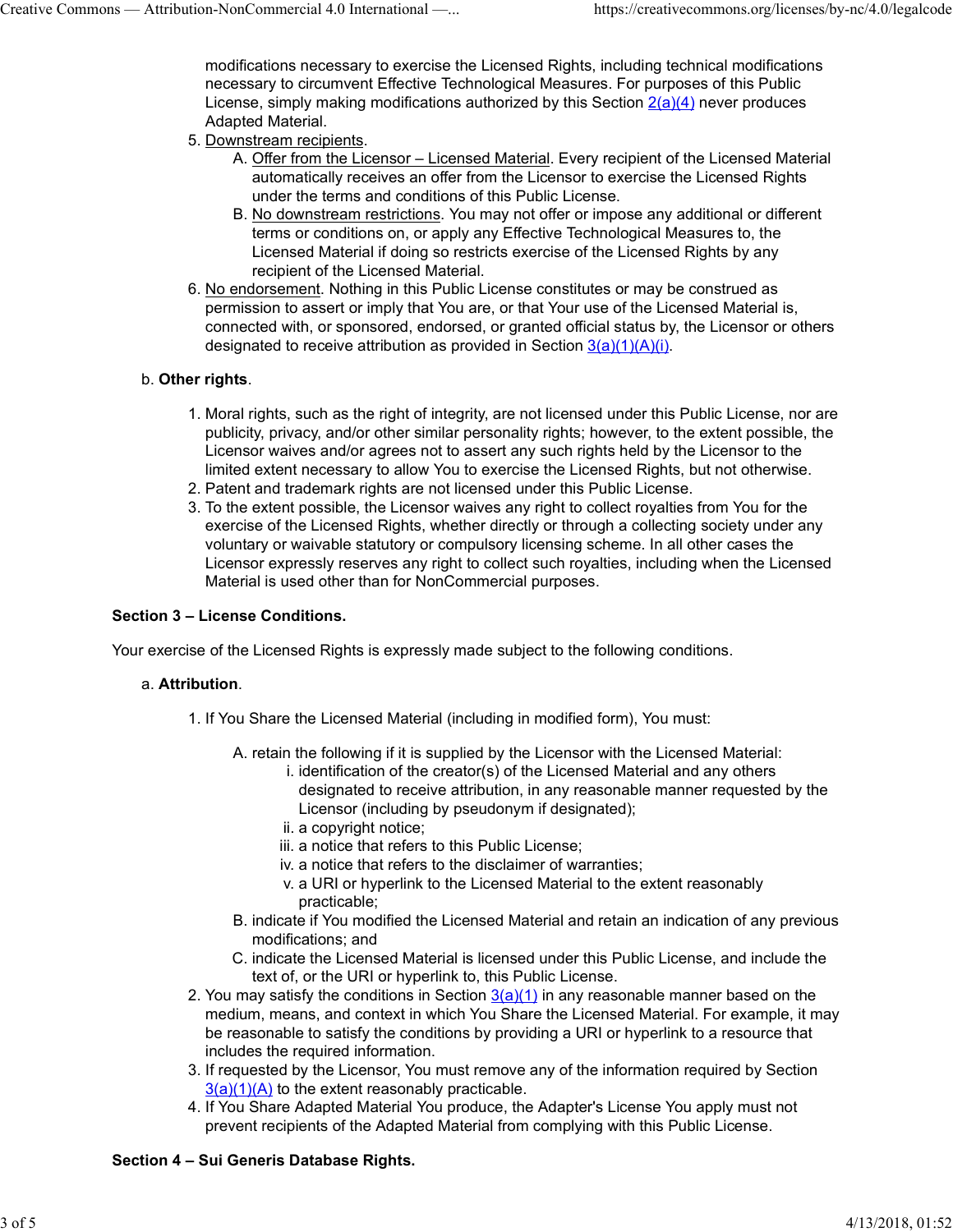modifications necessary to exercise the Licensed Rights, including technical modifications necessary to circumvent Effective Technological Measures. For purposes of this Public License, simply making modifications authorized by this Section 2(a)(4) never produces Adapted Material.

5. Downstream recipients.
   A. Offer from the Licensor – Licensed Material. Every recipient of the Licensed Material automatically receives an offer from the Licensor to exercise the Licensed Rights under the terms and conditions of this Public License.
   B. No downstream restrictions. You may not offer or impose any additional or different terms or conditions on, or apply any Effective Technological Measures to, the Licensed Material if doing so restricts exercise of the Licensed Rights by any recipient of the Licensed Material.
6. No endorsement. Nothing in this Public License constitutes or may be construed as permission to assert or imply that You are, or that Your use of the Licensed Material is, connected with, or sponsored, endorsed, or granted official status by, the Licensor or others designated to receive attribution as provided in Section 3(a)(1)(A)(i).

b. **Other rights**.

1. Moral rights, such as the right of integrity, are not licensed under this Public License, nor are publicity, privacy, and/or other similar personality rights; however, to the extent possible, the Licensor waives and/or agrees not to assert any such rights held by the Licensor to the limited extent necessary to allow You to exercise the Licensed Rights, but not otherwise.
2. Patent and trademark rights are not licensed under this Public License.
3. To the extent possible, the Licensor waives any right to collect royalties from You for the exercise of the Licensed Rights, whether directly or through a collecting society under any voluntary or waivable statutory or compulsory licensing scheme. In all other cases the Licensor expressly reserves any right to collect such royalties, including when the Licensed Material is used other than for NonCommercial purposes.

### Section 3 – License Conditions.

Your exercise of the Licensed Rights is expressly made subject to the following conditions.

a. **Attribution**.

1. If You Share the Licensed Material (including in modified form), You must:
   A. retain the following if it is supplied by the Licensor with the Licensed Material:
      i. identification of the creator(s) of the Licensed Material and any others designated to receive attribution, in any reasonable manner requested by the Licensor (including by pseudonym if designated);
      ii. a copyright notice;
      iii. a notice that refers to this Public License;
      iv. a notice that refers to the disclaimer of warranties;
      v. a URI or hyperlink to the Licensed Material to the extent reasonably practicable;
   B. indicate if You modified the Licensed Material and retain an indication of any previous modifications; and
   C. indicate the Licensed Material is licensed under this Public License, and include the text of, or the URI or hyperlink to, this Public License.
2. You may satisfy the conditions in Section 3(a)(1) in any reasonable manner based on the medium, means, and context in which You Share the Licensed Material. For example, it may be reasonable to satisfy the conditions by providing a URI or hyperlink to a resource that includes the required information.
3. If requested by the Licensor, You must remove any of the information required by Section 3(a)(1)(A) to the extent reasonably practicable.
4. If You Share Adapted Material You produce, the Adapter's License You apply must not prevent recipients of the Adapted Material from complying with this Public License.

### Section 4 – Sui Generis Database Rights.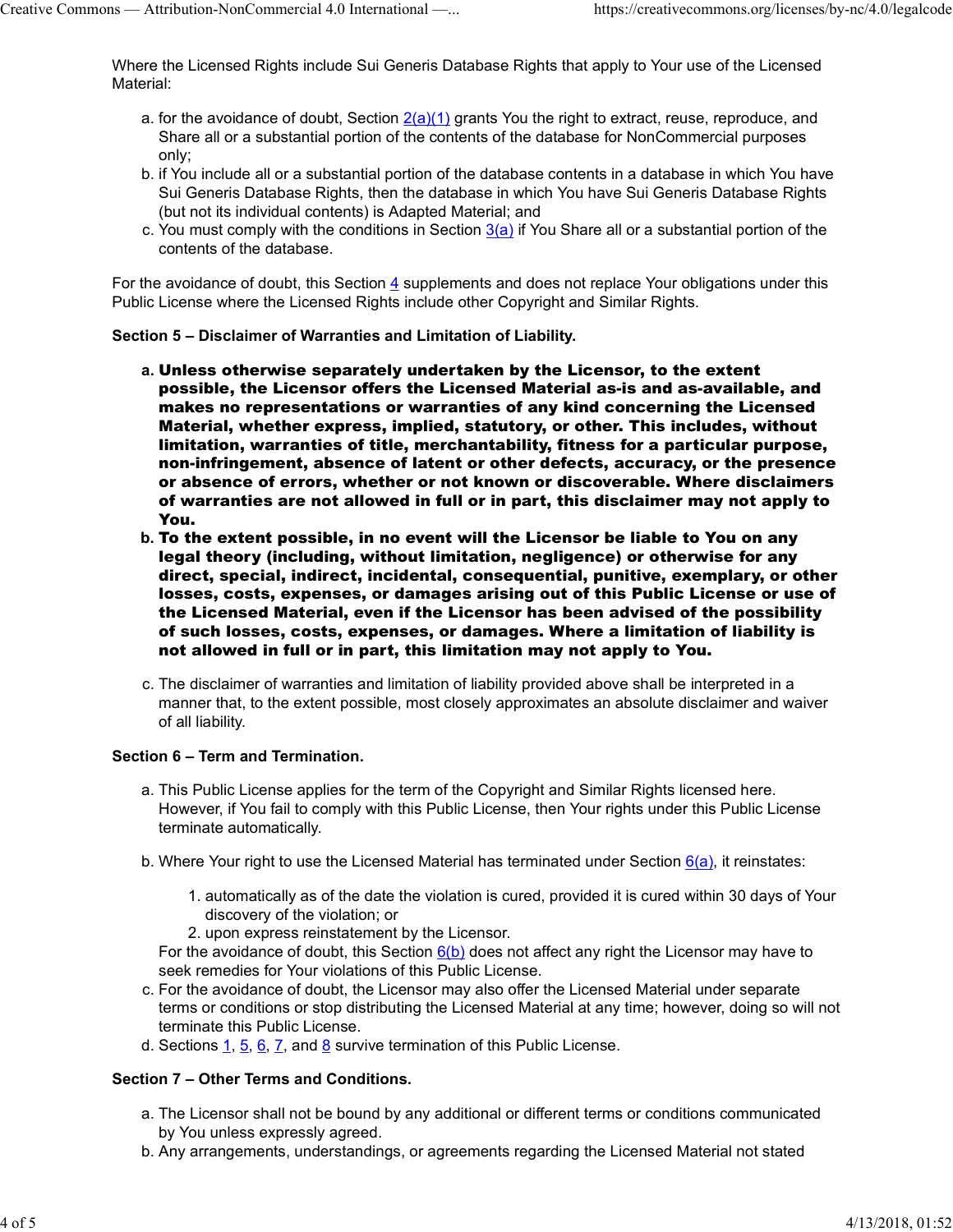Where the Licensed Rights include Sui Generis Database Rights that apply to Your use of the Licensed Material:

a. for the avoidance of doubt, Section 2(a)(1) grants You the right to extract, reuse, reproduce, and Share all or a substantial portion of the contents of the database for NonCommercial purposes only;
b. if You include all or a substantial portion of the database contents in a database in which You have Sui Generis Database Rights, then the database in which You have Sui Generis Database Rights (but not its individual contents) is Adapted Material; and
c. You must comply with the conditions in Section 3(a) if You Share all or a substantial portion of the contents of the database.

For the avoidance of doubt, this Section 4 supplements and does not replace Your obligations under this Public License where the Licensed Rights include other Copyright and Similar Rights.

### Section 5 – Disclaimer of Warranties and Limitation of Liability.

a. **Unless otherwise separately undertaken by the Licensor, to the extent possible, the Licensor offers the Licensed Material as-is and as-available, and makes no representations or warranties of any kind concerning the Licensed Material, whether express, implied, statutory, or other. This includes, without limitation, warranties of title, merchantability, fitness for a particular purpose, non-infringement, absence of latent or other defects, accuracy, or the presence or absence of errors, whether or not known or discoverable. Where disclaimers of warranties are not allowed in full or in part, this disclaimer may not apply to You.**
b. **To the extent possible, in no event will the Licensor be liable to You on any legal theory (including, without limitation, negligence) or otherwise for any direct, special, indirect, incidental, consequential, punitive, exemplary, or other losses, costs, expenses, or damages arising out of this Public License or use of the Licensed Material, even if the Licensor has been advised of the possibility of such losses, costs, expenses, or damages. Where a limitation of liability is not allowed in full or in part, this limitation may not apply to You.**

c. The disclaimer of warranties and limitation of liability provided above shall be interpreted in a manner that, to the extent possible, most closely approximates an absolute disclaimer and waiver of all liability.

### Section 6 – Term and Termination.

a. This Public License applies for the term of the Copyright and Similar Rights licensed here. However, if You fail to comply with this Public License, then Your rights under this Public License terminate automatically.

b. Where Your right to use the Licensed Material has terminated under Section 6(a), it reinstates:

   1. automatically as of the date the violation is cured, provided it is cured within 30 days of Your discovery of the violation; or
   2. upon express reinstatement by the Licensor.

   For the avoidance of doubt, this Section 6(b) does not affect any right the Licensor may have to seek remedies for Your violations of this Public License.
c. For the avoidance of doubt, the Licensor may also offer the Licensed Material under separate terms or conditions or stop distributing the Licensed Material at any time; however, doing so will not terminate this Public License.
d. Sections 1, 5, 6, 7, and 8 survive termination of this Public License.

### Section 7 – Other Terms and Conditions.

a. The Licensor shall not be bound by any additional or different terms or conditions communicated by You unless expressly agreed.
b. Any arrangements, understandings, or agreements regarding the Licensed Material not stated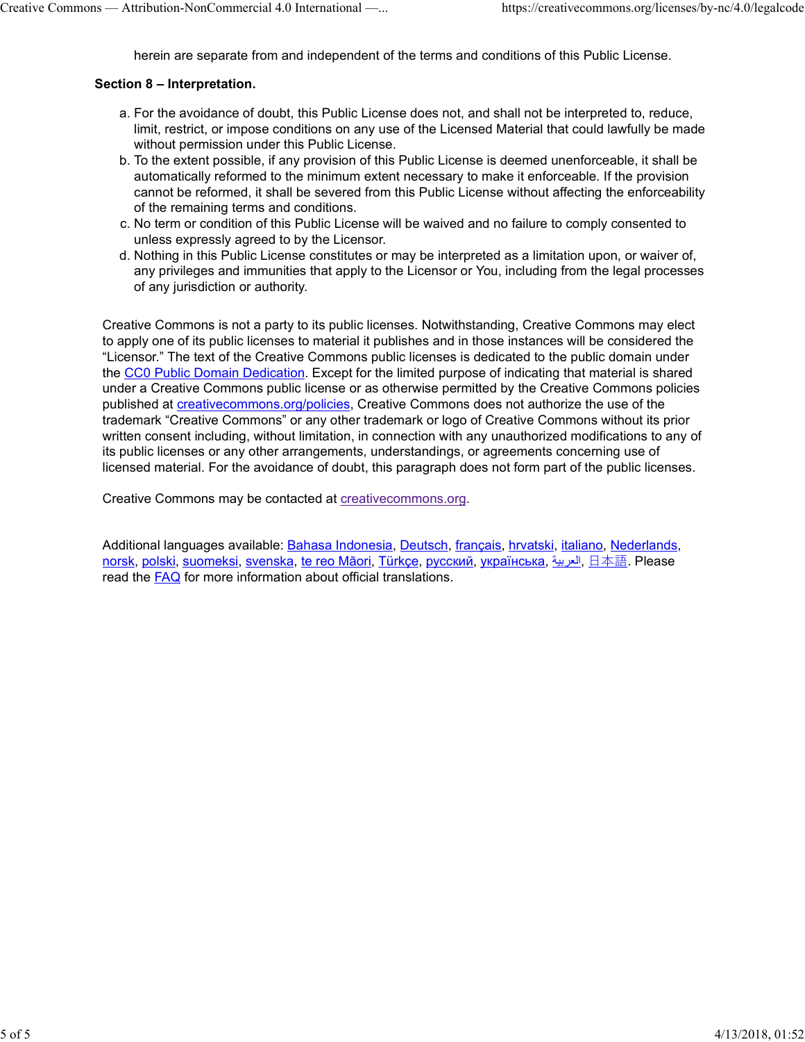herein are separate from and independent of the terms and conditions of this Public License.

### Section 8 – Interpretation.

a. For the avoidance of doubt, this Public License does not, and shall not be interpreted to, reduce, limit, restrict, or impose conditions on any use of the Licensed Material that could lawfully be made without permission under this Public License.
b. To the extent possible, if any provision of this Public License is deemed unenforceable, it shall be automatically reformed to the minimum extent necessary to make it enforceable. If the provision cannot be reformed, it shall be severed from this Public License without affecting the enforceability of the remaining terms and conditions.
c. No term or condition of this Public License will be waived and no failure to comply consented to unless expressly agreed to by the Licensor.
d. Nothing in this Public License constitutes or may be interpreted as a limitation upon, or waiver of, any privileges and immunities that apply to the Licensor or You, including from the legal processes of any jurisdiction or authority.

Creative Commons is not a party to its public licenses. Notwithstanding, Creative Commons may elect to apply one of its public licenses to material it publishes and in those instances will be considered the "Licensor." The text of the Creative Commons public licenses is dedicated to the public domain under the CC0 Public Domain Dedication. Except for the limited purpose of indicating that material is shared under a Creative Commons public license or as otherwise permitted by the Creative Commons policies published at creativecommons.org/policies, Creative Commons does not authorize the use of the trademark "Creative Commons" or any other trademark or logo of Creative Commons without its prior written consent including, without limitation, in connection with any unauthorized modifications to any of its public licenses or any other arrangements, understandings, or agreements concerning use of licensed material. For the avoidance of doubt, this paragraph does not form part of the public licenses.

Creative Commons may be contacted at creativecommons.org.

Additional languages available: Bahasa Indonesia, Deutsch, français, hrvatski, italiano, Nederlands, norsk, polski, suomeksi, svenska, te reo Māori, Türkçe, русский, українська, العربية, 日本語. Please read the FAQ for more information about official translations.